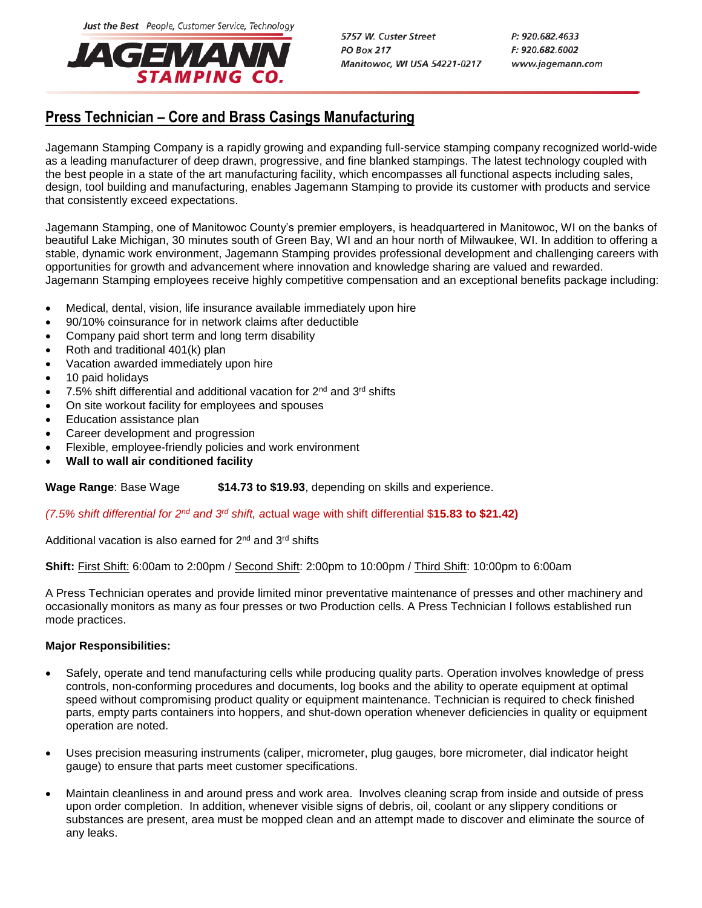Just the Best People, Customer Service, Technology

**JAGEMANN STAMPING CO.**

5757 W. Custer Street
PO Box 217
Manitowoc, WI USA 54221-0217

P: 920.682.4633
F: 920.682.6002
www.jagemann.com

# Press Technician – Core and Brass Casings Manufacturing

Jagemann Stamping Company is a rapidly growing and expanding full-service stamping company recognized world-wide as a leading manufacturer of deep drawn, progressive, and fine blanked stampings. The latest technology coupled with the best people in a state of the art manufacturing facility, which encompasses all functional aspects including sales, design, tool building and manufacturing, enables Jagemann Stamping to provide its customer with products and service that consistently exceed expectations.

Jagemann Stamping, one of Manitowoc County's premier employers, is headquartered in Manitowoc, WI on the banks of beautiful Lake Michigan, 30 minutes south of Green Bay, WI and an hour north of Milwaukee, WI. In addition to offering a stable, dynamic work environment, Jagemann Stamping provides professional development and challenging careers with opportunities for growth and advancement where innovation and knowledge sharing are valued and rewarded. Jagemann Stamping employees receive highly competitive compensation and an exceptional benefits package including:

- Medical, dental, vision, life insurance available immediately upon hire
- 90/10% coinsurance for in network claims after deductible
- Company paid short term and long term disability
- Roth and traditional 401(k) plan
- Vacation awarded immediately upon hire
- 10 paid holidays
- 7.5% shift differential and additional vacation for 2nd and 3rd shifts
- On site workout facility for employees and spouses
- Education assistance plan
- Career development and progression
- Flexible, employee-friendly policies and work environment
- **Wall to wall air conditioned facility**

**Wage Range**: Base Wage **$14.73 to $19.93**, depending on skills and experience.

*(7.5% shift differential for 2nd and 3rd shift,* actual wage with shift differential $**15.83 to $21.42)**

Additional vacation is also earned for 2nd and 3rd shifts

**Shift:** First Shift: 6:00am to 2:00pm / Second Shift: 2:00pm to 10:00pm / Third Shift: 10:00pm to 6:00am

A Press Technician operates and provide limited minor preventative maintenance of presses and other machinery and occasionally monitors as many as four presses or two Production cells. A Press Technician I follows established run mode practices.

**Major Responsibilities:**

- Safely, operate and tend manufacturing cells while producing quality parts. Operation involves knowledge of press controls, non-conforming procedures and documents, log books and the ability to operate equipment at optimal speed without compromising product quality or equipment maintenance. Technician is required to check finished parts, empty parts containers into hoppers, and shut-down operation whenever deficiencies in quality or equipment operation are noted.

- Uses precision measuring instruments (caliper, micrometer, plug gauges, bore micrometer, dial indicator height gauge) to ensure that parts meet customer specifications.

- Maintain cleanliness in and around press and work area. Involves cleaning scrap from inside and outside of press upon order completion. In addition, whenever visible signs of debris, oil, coolant or any slippery conditions or substances are present, area must be mopped clean and an attempt made to discover and eliminate the source of any leaks.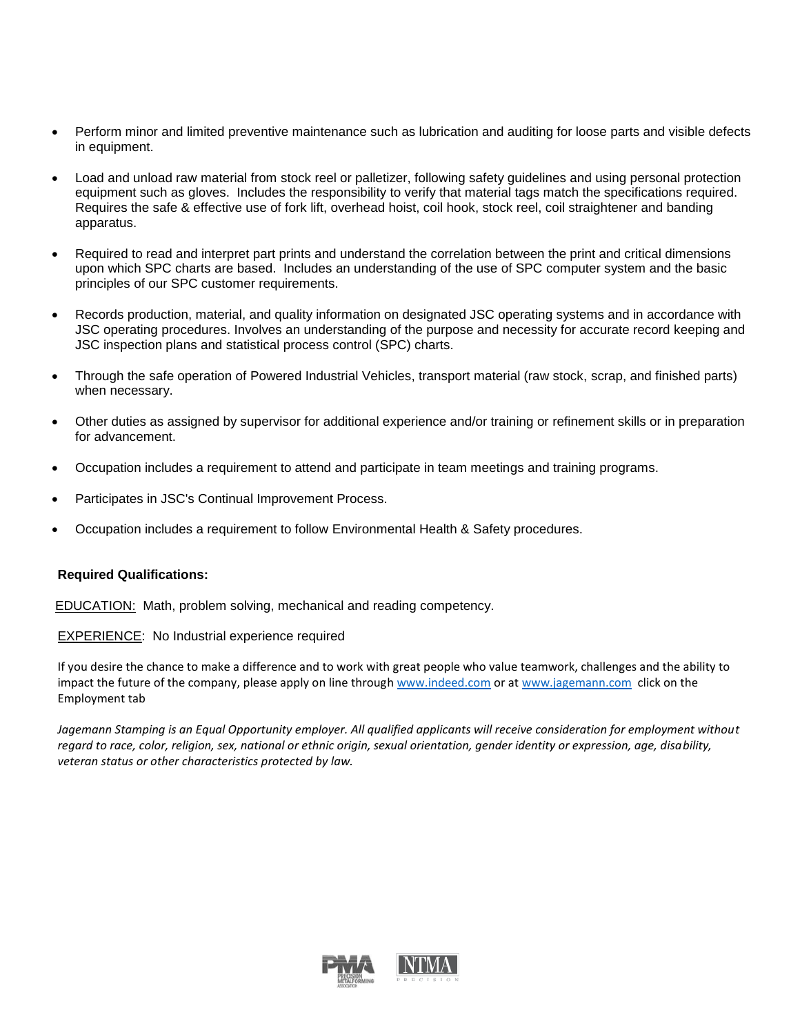- Perform minor and limited preventive maintenance such as lubrication and auditing for loose parts and visible defects in equipment.

- Load and unload raw material from stock reel or palletizer, following safety guidelines and using personal protection equipment such as gloves. Includes the responsibility to verify that material tags match the specifications required. Requires the safe & effective use of fork lift, overhead hoist, coil hook, stock reel, coil straightener and banding apparatus.

- Required to read and interpret part prints and understand the correlation between the print and critical dimensions upon which SPC charts are based. Includes an understanding of the use of SPC computer system and the basic principles of our SPC customer requirements.

- Records production, material, and quality information on designated JSC operating systems and in accordance with JSC operating procedures. Involves an understanding of the purpose and necessity for accurate record keeping and JSC inspection plans and statistical process control (SPC) charts.

- Through the safe operation of Powered Industrial Vehicles, transport material (raw stock, scrap, and finished parts) when necessary.

- Other duties as assigned by supervisor for additional experience and/or training or refinement skills or in preparation for advancement.

- Occupation includes a requirement to attend and participate in team meetings and training programs.

- Participates in JSC's Continual Improvement Process.

- Occupation includes a requirement to follow Environmental Health & Safety procedures.

**Required Qualifications:**

EDUCATION: Math, problem solving, mechanical and reading competency.

EXPERIENCE: No Industrial experience required

If you desire the chance to make a difference and to work with great people who value teamwork, challenges and the ability to impact the future of the company, please apply on line through www.indeed.com or at www.jagemann.com click on the Employment tab

*Jagemann Stamping is an Equal Opportunity employer. All qualified applicants will receive consideration for employment without regard to race, color, religion, sex, national or ethnic origin, sexual orientation, gender identity or expression, age, disability, veteran status or other characteristics protected by law.*